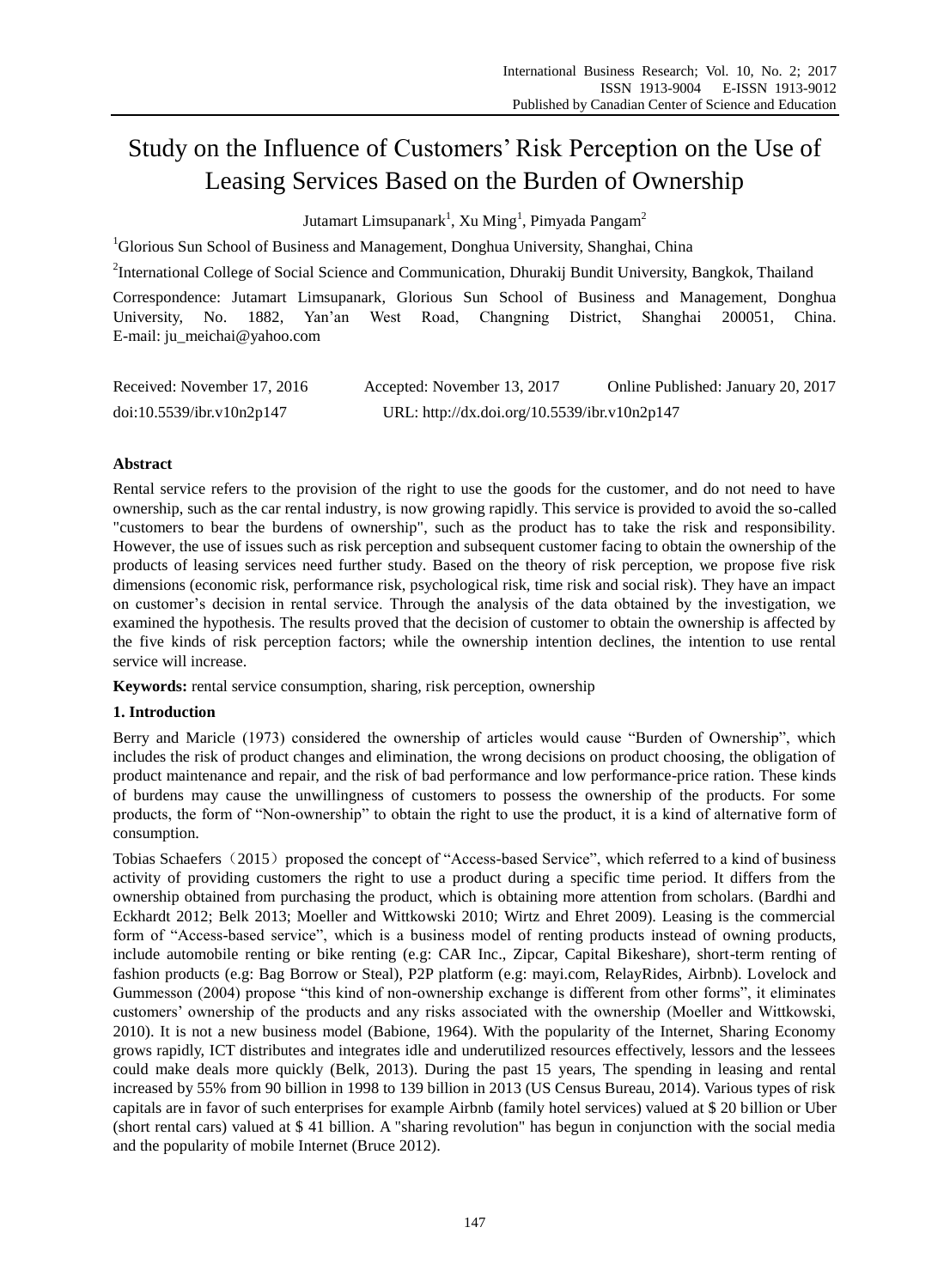# Study on the Influence of Customers' Risk Perception on the Use of Leasing Services Based on the Burden of Ownership

Jutamart Limsupanark[1], Xu Ming[1], Pimyada Pangam[2]

[1]Glorious Sun School of Business and Management, Donghua University, Shanghai, China

[2]International College of Social Science and Communication, Dhurakij Bundit University, Bangkok, Thailand

Correspondence: Jutamart Limsupanark, Glorious Sun School of Business and Management, Donghua University, No. 1882, Yan'an West Road, Changning District, Shanghai 200051, China. E-mail: ju_meichai@yahoo.com

Received: November 17, 2016 Accepted: November 13, 2017 Online Published: January 20, 2017

doi:10.5539/ibr.v10n2p147 URL: http://dx.doi.org/10.5539/ibr.v10n2p147

## Abstract

Rental service refers to the provision of the right to use the goods for the customer, and do not need to have ownership, such as the car rental industry, is now growing rapidly. This service is provided to avoid the so-called "customers to bear the burdens of ownership", such as the product has to take the risk and responsibility. However, the use of issues such as risk perception and subsequent customer facing to obtain the ownership of the products of leasing services need further study. Based on the theory of risk perception, we propose five risk dimensions (economic risk, performance risk, psychological risk, time risk and social risk). They have an impact on customer's decision in rental service. Through the analysis of the data obtained by the investigation, we examined the hypothesis. The results proved that the decision of customer to obtain the ownership is affected by the five kinds of risk perception factors; while the ownership intention declines, the intention to use rental service will increase.

**Keywords:** rental service consumption, sharing, risk perception, ownership

## 1. Introduction

Berry and Maricle (1973) considered the ownership of articles would cause "Burden of Ownership", which includes the risk of product changes and elimination, the wrong decisions on product choosing, the obligation of product maintenance and repair, and the risk of bad performance and low performance-price ration. These kinds of burdens may cause the unwillingness of customers to possess the ownership of the products. For some products, the form of "Non-ownership" to obtain the right to use the product, it is a kind of alternative form of consumption.

Tobias Schaefers（2015）proposed the concept of "Access-based Service", which referred to a kind of business activity of providing customers the right to use a product during a specific time period. It differs from the ownership obtained from purchasing the product, which is obtaining more attention from scholars. (Bardhi and Eckhardt 2012; Belk 2013; Moeller and Wittkowski 2010; Wirtz and Ehret 2009). Leasing is the commercial form of "Access-based service", which is a business model of renting products instead of owning products, include automobile renting or bike renting (e.g: CAR Inc., Zipcar, Capital Bikeshare), short-term renting of fashion products (e.g: Bag Borrow or Steal), P2P platform (e.g: mayi.com, RelayRides, Airbnb). Lovelock and Gummesson (2004) propose "this kind of non-ownership exchange is different from other forms", it eliminates customers' ownership of the products and any risks associated with the ownership (Moeller and Wittkowski, 2010). It is not a new business model (Babione, 1964). With the popularity of the Internet, Sharing Economy grows rapidly, ICT distributes and integrates idle and underutilized resources effectively, lessors and the lessees could make deals more quickly (Belk, 2013). During the past 15 years, The spending in leasing and rental increased by 55% from 90 billion in 1998 to 139 billion in 2013 (US Census Bureau, 2014). Various types of risk capitals are in favor of such enterprises for example Airbnb (family hotel services) valued at $ 20 billion or Uber (short rental cars) valued at $ 41 billion. A "sharing revolution" has begun in conjunction with the social media and the popularity of mobile Internet (Bruce 2012).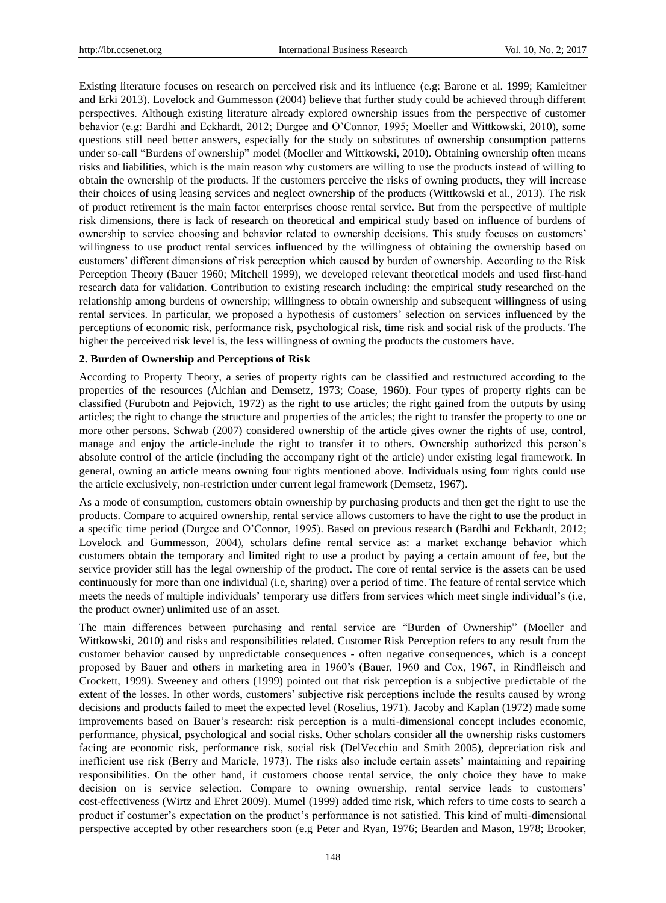Existing literature focuses on research on perceived risk and its influence (e.g: Barone et al. 1999; Kamleitner and Erki 2013). Lovelock and Gummesson (2004) believe that further study could be achieved through different perspectives. Although existing literature already explored ownership issues from the perspective of customer behavior (e.g: Bardhi and Eckhardt, 2012; Durgee and O'Connor, 1995; Moeller and Wittkowski, 2010), some questions still need better answers, especially for the study on substitutes of ownership consumption patterns under so-call "Burdens of ownership" model (Moeller and Wittkowski, 2010). Obtaining ownership often means risks and liabilities, which is the main reason why customers are willing to use the products instead of willing to obtain the ownership of the products. If the customers perceive the risks of owning products, they will increase their choices of using leasing services and neglect ownership of the products (Wittkowski et al., 2013). The risk of product retirement is the main factor enterprises choose rental service. But from the perspective of multiple risk dimensions, there is lack of research on theoretical and empirical study based on influence of burdens of ownership to service choosing and behavior related to ownership decisions. This study focuses on customers' willingness to use product rental services influenced by the willingness of obtaining the ownership based on customers' different dimensions of risk perception which caused by burden of ownership. According to the Risk Perception Theory (Bauer 1960; Mitchell 1999), we developed relevant theoretical models and used first-hand research data for validation. Contribution to existing research including: the empirical study researched on the relationship among burdens of ownership; willingness to obtain ownership and subsequent willingness of using rental services. In particular, we proposed a hypothesis of customers' selection on services influenced by the perceptions of economic risk, performance risk, psychological risk, time risk and social risk of the products. The higher the perceived risk level is, the less willingness of owning the products the customers have.

## 2. Burden of Ownership and Perceptions of Risk

According to Property Theory, a series of property rights can be classified and restructured according to the properties of the resources (Alchian and Demsetz, 1973; Coase, 1960). Four types of property rights can be classified (Furubotn and Pejovich, 1972) as the right to use articles; the right gained from the outputs by using articles; the right to change the structure and properties of the articles; the right to transfer the property to one or more other persons. Schwab (2007) considered ownership of the article gives owner the rights of use, control, manage and enjoy the article-include the right to transfer it to others. Ownership authorized this person's absolute control of the article (including the accompany right of the article) under existing legal framework. In general, owning an article means owning four rights mentioned above. Individuals using four rights could use the article exclusively, non-restriction under current legal framework (Demsetz, 1967).

As a mode of consumption, customers obtain ownership by purchasing products and then get the right to use the products. Compare to acquired ownership, rental service allows customers to have the right to use the product in a specific time period (Durgee and O'Connor, 1995). Based on previous research (Bardhi and Eckhardt, 2012; Lovelock and Gummesson, 2004), scholars define rental service as: a market exchange behavior which customers obtain the temporary and limited right to use a product by paying a certain amount of fee, but the service provider still has the legal ownership of the product. The core of rental service is the assets can be used continuously for more than one individual (i.e, sharing) over a period of time. The feature of rental service which meets the needs of multiple individuals' temporary use differs from services which meet single individual's (i.e, the product owner) unlimited use of an asset.

The main differences between purchasing and rental service are "Burden of Ownership" (Moeller and Wittkowski, 2010) and risks and responsibilities related. Customer Risk Perception refers to any result from the customer behavior caused by unpredictable consequences - often negative consequences, which is a concept proposed by Bauer and others in marketing area in 1960's (Bauer, 1960 and Cox, 1967, in Rindfleisch and Crockett, 1999). Sweeney and others (1999) pointed out that risk perception is a subjective predictable of the extent of the losses. In other words, customers' subjective risk perceptions include the results caused by wrong decisions and products failed to meet the expected level (Roselius, 1971). Jacoby and Kaplan (1972) made some improvements based on Bauer's research: risk perception is a multi-dimensional concept includes economic, performance, physical, psychological and social risks. Other scholars consider all the ownership risks customers facing are economic risk, performance risk, social risk (DelVecchio and Smith 2005), depreciation risk and inefficient use risk (Berry and Maricle, 1973). The risks also include certain assets' maintaining and repairing responsibilities. On the other hand, if customers choose rental service, the only choice they have to make decision on is service selection. Compare to owning ownership, rental service leads to customers' cost-effectiveness (Wirtz and Ehret 2009). Mumel (1999) added time risk, which refers to time costs to search a product if costumer's expectation on the product's performance is not satisfied. This kind of multi-dimensional perspective accepted by other researchers soon (e.g Peter and Ryan, 1976; Bearden and Mason, 1978; Brooker,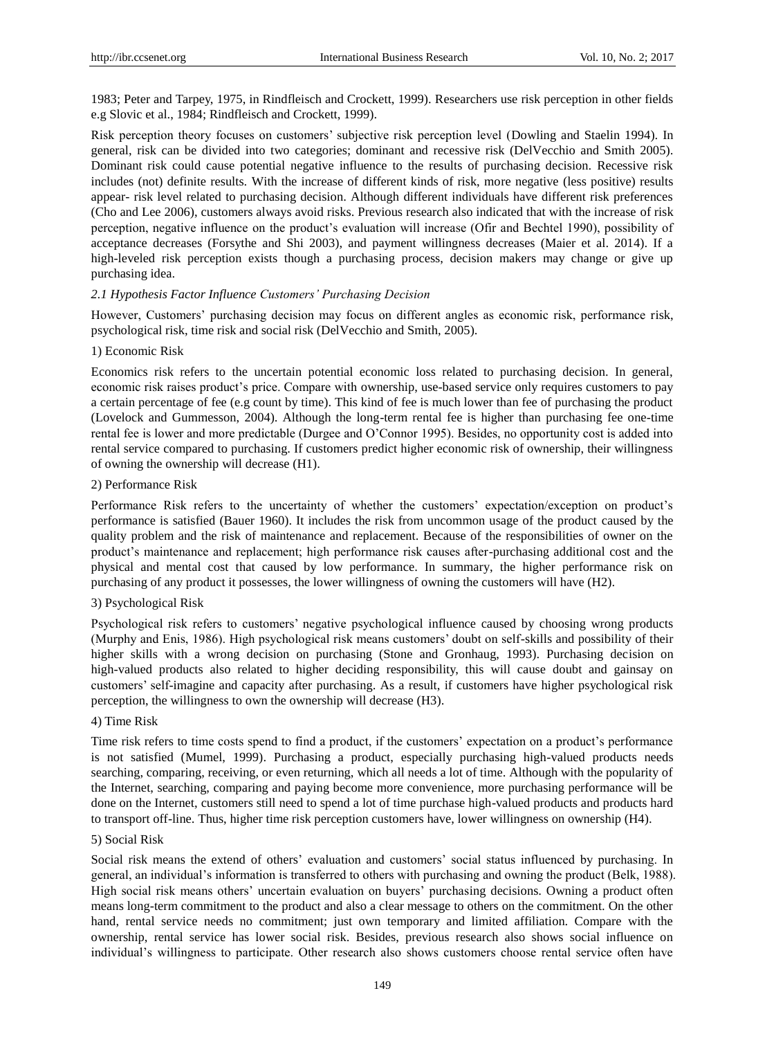1983; Peter and Tarpey, 1975, in Rindfleisch and Crockett, 1999). Researchers use risk perception in other fields e.g Slovic et al., 1984; Rindfleisch and Crockett, 1999).

Risk perception theory focuses on customers' subjective risk perception level (Dowling and Staelin 1994). In general, risk can be divided into two categories; dominant and recessive risk (DelVecchio and Smith 2005). Dominant risk could cause potential negative influence to the results of purchasing decision. Recessive risk includes (not) definite results. With the increase of different kinds of risk, more negative (less positive) results appear- risk level related to purchasing decision. Although different individuals have different risk preferences (Cho and Lee 2006), customers always avoid risks. Previous research also indicated that with the increase of risk perception, negative influence on the product's evaluation will increase (Ofir and Bechtel 1990), possibility of acceptance decreases (Forsythe and Shi 2003), and payment willingness decreases (Maier et al. 2014). If a high-leveled risk perception exists though a purchasing process, decision makers may change or give up purchasing idea.

### *2.1 Hypothesis Factor Influence Customers' Purchasing Decision*

However, Customers' purchasing decision may focus on different angles as economic risk, performance risk, psychological risk, time risk and social risk (DelVecchio and Smith, 2005).

#### 1) Economic Risk

Economics risk refers to the uncertain potential economic loss related to purchasing decision. In general, economic risk raises product's price. Compare with ownership, use-based service only requires customers to pay a certain percentage of fee (e.g count by time). This kind of fee is much lower than fee of purchasing the product (Lovelock and Gummesson, 2004). Although the long-term rental fee is higher than purchasing fee one-time rental fee is lower and more predictable (Durgee and O'Connor 1995). Besides, no opportunity cost is added into rental service compared to purchasing. If customers predict higher economic risk of ownership, their willingness of owning the ownership will decrease (H1).

#### 2) Performance Risk

Performance Risk refers to the uncertainty of whether the customers' expectation/exception on product's performance is satisfied (Bauer 1960). It includes the risk from uncommon usage of the product caused by the quality problem and the risk of maintenance and replacement. Because of the responsibilities of owner on the product's maintenance and replacement; high performance risk causes after-purchasing additional cost and the physical and mental cost that caused by low performance. In summary, the higher performance risk on purchasing of any product it possesses, the lower willingness of owning the customers will have (H2).

#### 3) Psychological Risk

Psychological risk refers to customers' negative psychological influence caused by choosing wrong products (Murphy and Enis, 1986). High psychological risk means customers' doubt on self-skills and possibility of their higher skills with a wrong decision on purchasing (Stone and Gronhaug, 1993). Purchasing decision on high-valued products also related to higher deciding responsibility, this will cause doubt and gainsay on customers' self-imagine and capacity after purchasing. As a result, if customers have higher psychological risk perception, the willingness to own the ownership will decrease (H3).

#### 4) Time Risk

Time risk refers to time costs spend to find a product, if the customers' expectation on a product's performance is not satisfied (Mumel, 1999). Purchasing a product, especially purchasing high-valued products needs searching, comparing, receiving, or even returning, which all needs a lot of time. Although with the popularity of the Internet, searching, comparing and paying become more convenience, more purchasing performance will be done on the Internet, customers still need to spend a lot of time purchase high-valued products and products hard to transport off-line. Thus, higher time risk perception customers have, lower willingness on ownership (H4).

#### 5) Social Risk

Social risk means the extend of others' evaluation and customers' social status influenced by purchasing. In general, an individual's information is transferred to others with purchasing and owning the product (Belk, 1988). High social risk means others' uncertain evaluation on buyers' purchasing decisions. Owning a product often means long-term commitment to the product and also a clear message to others on the commitment. On the other hand, rental service needs no commitment; just own temporary and limited affiliation. Compare with the ownership, rental service has lower social risk. Besides, previous research also shows social influence on individual's willingness to participate. Other research also shows customers choose rental service often have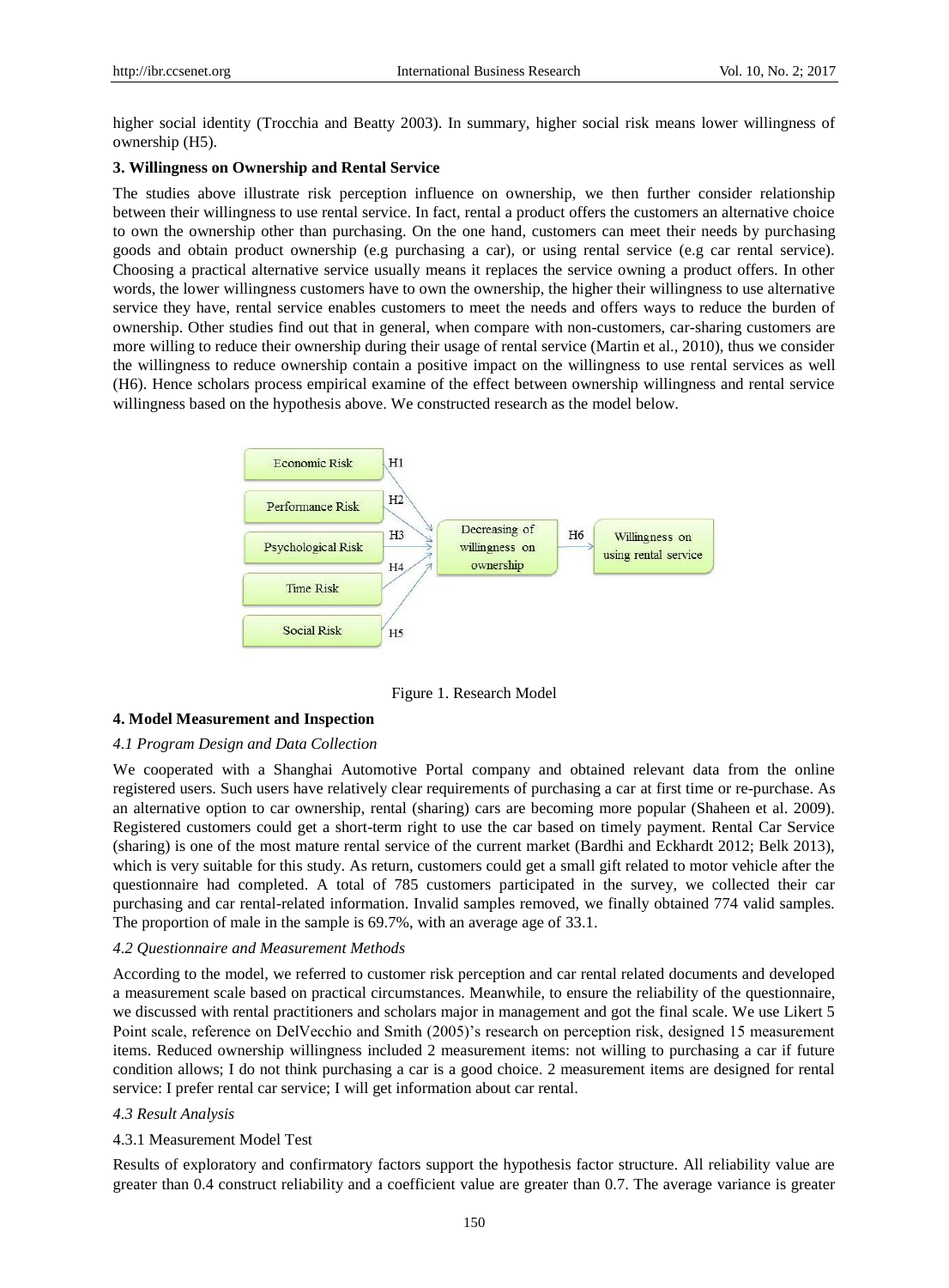higher social identity (Trocchia and Beatty 2003). In summary, higher social risk means lower willingness of ownership (H5).

### 3. Willingness on Ownership and Rental Service

The studies above illustrate risk perception influence on ownership, we then further consider relationship between their willingness to use rental service. In fact, rental a product offers the customers an alternative choice to own the ownership other than purchasing. On the one hand, customers can meet their needs by purchasing goods and obtain product ownership (e.g purchasing a car), or using rental service (e.g car rental service). Choosing a practical alternative service usually means it replaces the service owning a product offers. In other words, the lower willingness customers have to own the ownership, the higher their willingness to use alternative service they have, rental service enables customers to meet the needs and offers ways to reduce the burden of ownership. Other studies find out that in general, when compare with non-customers, car-sharing customers are more willing to reduce their ownership during their usage of rental service (Martin et al., 2010), thus we consider the willingness to reduce ownership contain a positive impact on the willingness to use rental services as well (H6). Hence scholars process empirical examine of the effect between ownership willingness and rental service willingness based on the hypothesis above. We constructed research as the model below.

Economic Risk — H1
Performance Risk — H2
Psychological Risk — H3
Time Risk — H4
Social Risk — H5
→ Decreasing of willingness on ownership —H6→ Willingness on using rental service

Figure 1. Research Model

### 4. Model Measurement and Inspection

#### *4.1 Program Design and Data Collection*

We cooperated with a Shanghai Automotive Portal company and obtained relevant data from the online registered users. Such users have relatively clear requirements of purchasing a car at first time or re-purchase. As an alternative option to car ownership, rental (sharing) cars are becoming more popular (Shaheen et al. 2009). Registered customers could get a short-term right to use the car based on timely payment. Rental Car Service (sharing) is one of the most mature rental service of the current market (Bardhi and Eckhardt 2012; Belk 2013), which is very suitable for this study. As return, customers could get a small gift related to motor vehicle after the questionnaire had completed. A total of 785 customers participated in the survey, we collected their car purchasing and car rental-related information. Invalid samples removed, we finally obtained 774 valid samples. The proportion of male in the sample is 69.7%, with an average age of 33.1.

#### *4.2 Questionnaire and Measurement Methods*

According to the model, we referred to customer risk perception and car rental related documents and developed a measurement scale based on practical circumstances. Meanwhile, to ensure the reliability of the questionnaire, we discussed with rental practitioners and scholars major in management and got the final scale. We use Likert 5 Point scale, reference on DelVecchio and Smith (2005)'s research on perception risk, designed 15 measurement items. Reduced ownership willingness included 2 measurement items: not willing to purchasing a car if future condition allows; I do not think purchasing a car is a good choice. 2 measurement items are designed for rental service: I prefer rental car service; I will get information about car rental.

#### *4.3 Result Analysis*

4.3.1 Measurement Model Test

Results of exploratory and confirmatory factors support the hypothesis factor structure. All reliability value are greater than 0.4 construct reliability and a coefficient value are greater than 0.7. The average variance is greater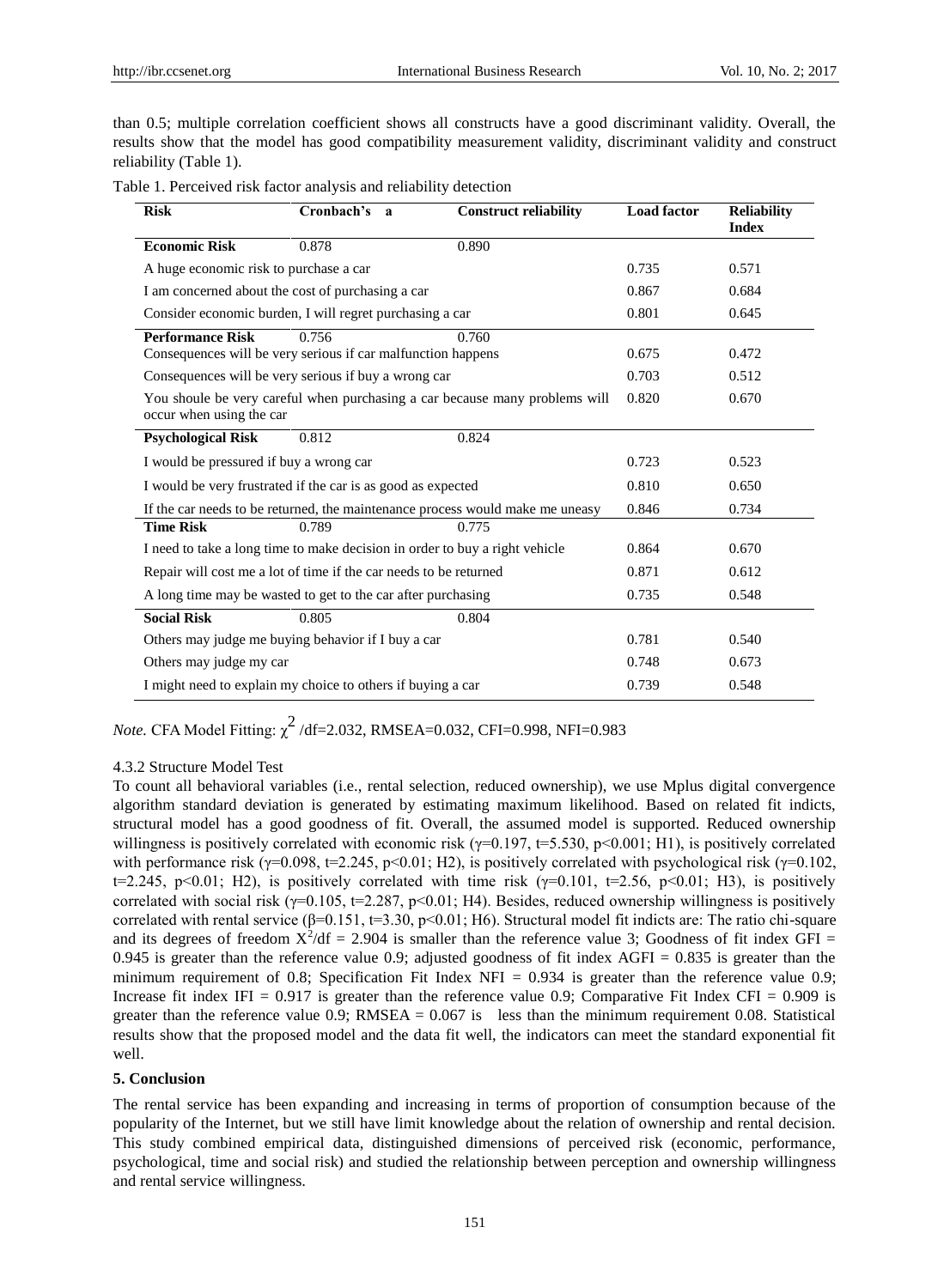than 0.5; multiple correlation coefficient shows all constructs have a good discriminant validity. Overall, the results show that the model has good compatibility measurement validity, discriminant validity and construct reliability (Table 1).

Table 1. Perceived risk factor analysis and reliability detection

| Risk | Cronbach's a | Construct reliability | Load factor | Reliability Index |
|---|---|---|---|---|
| **Economic Risk** | 0.878 | 0.890 | | |
| A huge economic risk to purchase a car | | | 0.735 | 0.571 |
| I am concerned about the cost of purchasing a car | | | 0.867 | 0.684 |
| Consider economic burden, I will regret purchasing a car | | | 0.801 | 0.645 |
| **Performance Risk** | 0.756 | 0.760 | | |
| Consequences will be very serious if car malfunction happens | | | 0.675 | 0.472 |
| Consequences will be very serious if buy a wrong car | | | 0.703 | 0.512 |
| You shoule be very careful when purchasing a car because many problems will occur when using the car | | | 0.820 | 0.670 |
| **Psychological Risk** | 0.812 | 0.824 | | |
| I would be pressured if buy a wrong car | | | 0.723 | 0.523 |
| I would be very frustrated if the car is as good as expected | | | 0.810 | 0.650 |
| If the car needs to be returned, the maintenance process would make me uneasy | | | 0.846 | 0.734 |
| **Time Risk** | 0.789 | 0.775 | | |
| I need to take a long time to make decision in order to buy a right vehicle | | | 0.864 | 0.670 |
| Repair will cost me a lot of time if the car needs to be returned | | | 0.871 | 0.612 |
| A long time may be wasted to get to the car after purchasing | | | 0.735 | 0.548 |
| **Social Risk** | 0.805 | 0.804 | | |
| Others may judge me buying behavior if I buy a car | | | 0.781 | 0.540 |
| Others may judge my car | | | 0.748 | 0.673 |
| I might need to explain my choice to others if buying a car | | | 0.739 | 0.548 |

*Note.* CFA Model Fitting: $\chi^2$ /df=2.032, RMSEA=0.032, CFI=0.998, NFI=0.983

4.3.2 Structure Model Test

To count all behavioral variables (i.e., rental selection, reduced ownership), we use Mplus digital convergence algorithm standard deviation is generated by estimating maximum likelihood. Based on related fit indicts, structural model has a good goodness of fit. Overall, the assumed model is supported. Reduced ownership willingness is positively correlated with economic risk ($\gamma$=0.197, t=5.530, $p<0.001$; H1), is positively correlated with performance risk ($\gamma$=0.098, t=2.245, $p<0.01$; H2), is positively correlated with psychological risk ($\gamma$=0.102, t=2.245, $p<0.01$; H2), is positively correlated with time risk ($\gamma$=0.101, t=2.56, $p<0.01$; H3), is positively correlated with social risk ($\gamma$=0.105, t=2.287, $p<0.01$; H4). Besides, reduced ownership willingness is positively correlated with rental service ($\beta$=0.151, t=3.30, $p<0.01$; H6). Structural model fit indicts are: The ratio chi-square and its degrees of freedom $X^2$/df = 2.904 is smaller than the reference value 3; Goodness of fit index GFI = 0.945 is greater than the reference value 0.9; adjusted goodness of fit index AGFI = 0.835 is greater than the minimum requirement of 0.8; Specification Fit Index NFI = 0.934 is greater than the reference value 0.9; Increase fit index IFI = 0.917 is greater than the reference value 0.9; Comparative Fit Index CFI = 0.909 is greater than the reference value 0.9; RMSEA = 0.067 is less than the minimum requirement 0.08. Statistical results show that the proposed model and the data fit well, the indicators can meet the standard exponential fit well.

## 5. Conclusion

The rental service has been expanding and increasing in terms of proportion of consumption because of the popularity of the Internet, but we still have limit knowledge about the relation of ownership and rental decision. This study combined empirical data, distinguished dimensions of perceived risk (economic, performance, psychological, time and social risk) and studied the relationship between perception and ownership willingness and rental service willingness.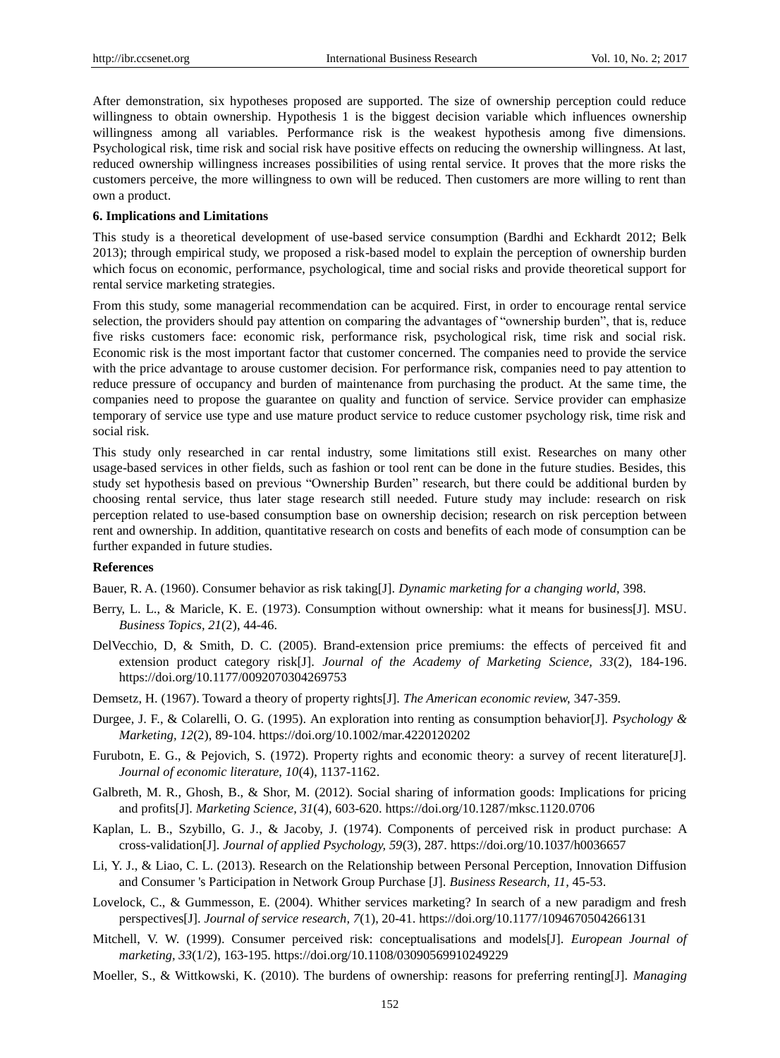After demonstration, six hypotheses proposed are supported. The size of ownership perception could reduce willingness to obtain ownership. Hypothesis 1 is the biggest decision variable which influences ownership willingness among all variables. Performance risk is the weakest hypothesis among five dimensions. Psychological risk, time risk and social risk have positive effects on reducing the ownership willingness. At last, reduced ownership willingness increases possibilities of using rental service. It proves that the more risks the customers perceive, the more willingness to own will be reduced. Then customers are more willing to rent than own a product.

## 6. Implications and Limitations

This study is a theoretical development of use-based service consumption (Bardhi and Eckhardt 2012; Belk 2013); through empirical study, we proposed a risk-based model to explain the perception of ownership burden which focus on economic, performance, psychological, time and social risks and provide theoretical support for rental service marketing strategies.

From this study, some managerial recommendation can be acquired. First, in order to encourage rental service selection, the providers should pay attention on comparing the advantages of "ownership burden", that is, reduce five risks customers face: economic risk, performance risk, psychological risk, time risk and social risk. Economic risk is the most important factor that customer concerned. The companies need to provide the service with the price advantage to arouse customer decision. For performance risk, companies need to pay attention to reduce pressure of occupancy and burden of maintenance from purchasing the product. At the same time, the companies need to propose the guarantee on quality and function of service. Service provider can emphasize temporary of service use type and use mature product service to reduce customer psychology risk, time risk and social risk.

This study only researched in car rental industry, some limitations still exist. Researches on many other usage-based services in other fields, such as fashion or tool rent can be done in the future studies. Besides, this study set hypothesis based on previous "Ownership Burden" research, but there could be additional burden by choosing rental service, thus later stage research still needed. Future study may include: research on risk perception related to use-based consumption base on ownership decision; research on risk perception between rent and ownership. In addition, quantitative research on costs and benefits of each mode of consumption can be further expanded in future studies.

## References

Bauer, R. A. (1960). Consumer behavior as risk taking[J]. *Dynamic marketing for a changing world*, 398.

Berry, L. L., & Maricle, K. E. (1973). Consumption without ownership: what it means for business[J]. MSU. *Business Topics, 21*(2), 44-46.

DelVecchio, D, & Smith, D. C. (2005). Brand-extension price premiums: the effects of perceived fit and extension product category risk[J]. *Journal of the Academy of Marketing Science, 33*(2), 184-196. https://doi.org/10.1177/0092070304269753

Demsetz, H. (1967). Toward a theory of property rights[J]. *The American economic review*, 347-359.

Durgee, J. F., & Colarelli, O. G. (1995). An exploration into renting as consumption behavior[J]. *Psychology & Marketing, 12*(2), 89-104. https://doi.org/10.1002/mar.4220120202

Furubotn, E. G., & Pejovich, S. (1972). Property rights and economic theory: a survey of recent literature[J]. *Journal of economic literature, 10*(4), 1137-1162.

Galbreth, M. R., Ghosh, B., & Shor, M. (2012). Social sharing of information goods: Implications for pricing and profits[J]. *Marketing Science, 31*(4), 603-620. https://doi.org/10.1287/mksc.1120.0706

Kaplan, L. B., Szybillo, G. J., & Jacoby, J. (1974). Components of perceived risk in product purchase: A cross-validation[J]. *Journal of applied Psychology, 59*(3), 287. https://doi.org/10.1037/h0036657

Li, Y. J., & Liao, C. L. (2013). Research on the Relationship between Personal Perception, Innovation Diffusion and Consumer 's Participation in Network Group Purchase [J]. *Business Research, 11*, 45-53.

Lovelock, C., & Gummesson, E. (2004). Whither services marketing? In search of a new paradigm and fresh perspectives[J]. *Journal of service research, 7*(1), 20-41. https://doi.org/10.1177/1094670504266131

Mitchell, V. W. (1999). Consumer perceived risk: conceptualisations and models[J]. *European Journal of marketing, 33*(1/2), 163-195. https://doi.org/10.1108/03090569910249229

Moeller, S., & Wittkowski, K. (2010). The burdens of ownership: reasons for preferring renting[J]. *Managing*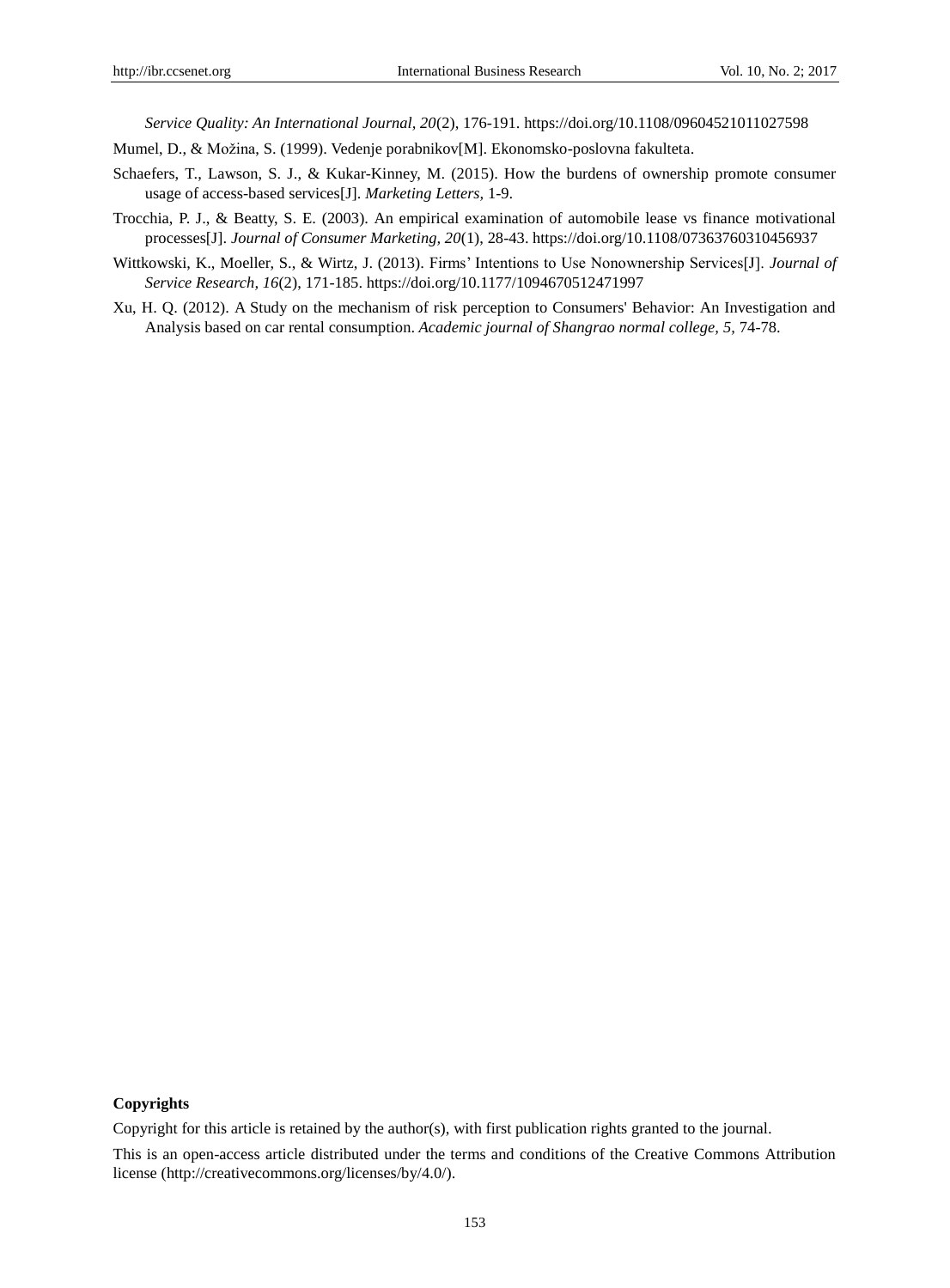*Service Quality: An International Journal, 20*(2), 176-191. https://doi.org/10.1108/09604521011027598

Mumel, D., & Možina, S. (1999). Vedenje porabnikov[M]. Ekonomsko-poslovna fakulteta.

Schaefers, T., Lawson, S. J., & Kukar-Kinney, M. (2015). How the burdens of ownership promote consumer usage of access-based services[J]. *Marketing Letters,* 1-9.

Trocchia, P. J., & Beatty, S. E. (2003). An empirical examination of automobile lease vs finance motivational processes[J]. *Journal of Consumer Marketing, 20*(1), 28-43. https://doi.org/10.1108/07363760310456937

Wittkowski, K., Moeller, S., & Wirtz, J. (2013). Firms' Intentions to Use Nonownership Services[J]. *Journal of Service Research, 16*(2), 171-185. https://doi.org/10.1177/1094670512471997

Xu, H. Q. (2012). A Study on the mechanism of risk perception to Consumers' Behavior: An Investigation and Analysis based on car rental consumption. *Academic journal of Shangrao normal college, 5,* 74-78.

**Copyrights**

Copyright for this article is retained by the author(s), with first publication rights granted to the journal.

This is an open-access article distributed under the terms and conditions of the Creative Commons Attribution license (http://creativecommons.org/licenses/by/4.0/).